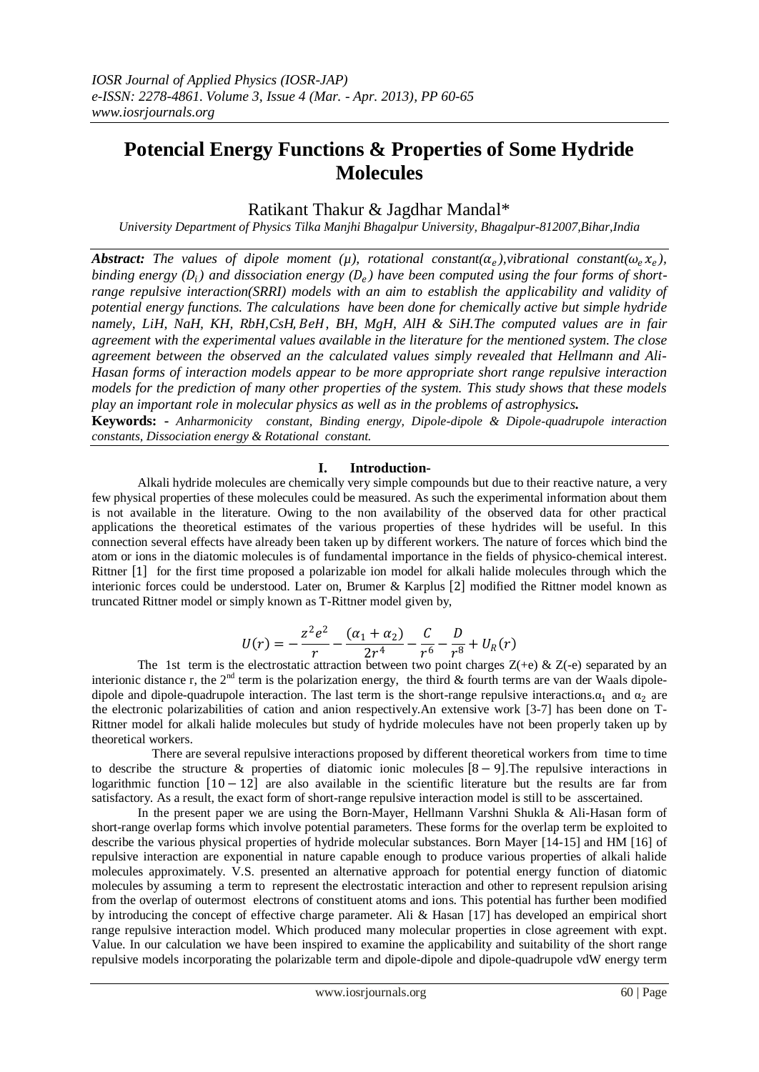# Potencial Energy Functions & Properties of Some Hydride Molecules

Ratikant Thakur & Jagdhar Mandal*

*University Department of Physics Tilka Manjhi Bhagalpur University, Bhagalpur-812007,Bihar,India*

***Abstract:*** *The values of dipole moment (μ), rotational constant($\alpha_e$),vibrational constant($\omega_e x_e$), binding energy ($D_i$) and dissociation energy ($D_e$) have been computed using the four forms of short-range repulsive interaction(SRRI) models with an aim to establish the applicability and validity of potential energy functions. The calculations have been done for chemically active but simple hydride namely, LiH, NaH, KH, RbH,CsH,BeH, BH, MgH, AlH & SiH.The computed values are in fair agreement with the experimental values available in the literature for the mentioned system. The close agreement between the observed an the calculated values simply revealed that Hellmann and Ali-Hasan forms of interaction models appear to be more appropriate short range repulsive interaction models for the prediction of many other properties of the system. This study shows that these models play an important role in molecular physics as well as in the problems of astrophysics.*

**Keywords: -** *Anharmonicity constant, Binding energy, Dipole-dipole & Dipole-quadrupole interaction constants, Dissociation energy & Rotational constant.*

## I. Introduction-

Alkali hydride molecules are chemically very simple compounds but due to their reactive nature, a very few physical properties of these molecules could be measured. As such the experimental information about them is not available in the literature. Owing to the non availability of the observed data for other practical applications the theoretical estimates of the various properties of these hydrides will be useful. In this connection several effects have already been taken up by different workers. The nature of forces which bind the atom or ions in the diatomic molecules is of fundamental importance in the fields of physico-chemical interest. Rittner [1] for the first time proposed a polarizable ion model for alkali halide molecules through which the interionic forces could be understood. Later on, Brumer & Karplus [2] modified the Rittner model known as truncated Rittner model or simply known as T-Rittner model given by,

$$U(r) = -\frac{z^2e^2}{r} - \frac{(\alpha_1 + \alpha_2)}{2r^4} - \frac{C}{r^6} - \frac{D}{r^8} + U_R(r)$$

The 1st term is the electrostatic attraction between two point charges Z(+e) & Z(-e) separated by an interionic distance r, the 2nd term is the polarization energy, the third & fourth terms are van der Waals dipole-dipole and dipole-quadrupole interaction. The last term is the short-range repulsive interactions.$\alpha_1$ and $\alpha_2$ are the electronic polarizabilities of cation and anion respectively.An extensive work [3-7] has been done on T-Rittner model for alkali halide molecules but study of hydride molecules have not been properly taken up by theoretical workers.

There are several repulsive interactions proposed by different theoretical workers from time to time to describe the structure & properties of diatomic ionic molecules [8 − 9].The repulsive interactions in logarithmic function [10 − 12] are also available in the scientific literature but the results are far from satisfactory. As a result, the exact form of short-range repulsive interaction model is still to be asscertained.

In the present paper we are using the Born-Mayer, Hellmann Varshni Shukla & Ali-Hasan form of short-range overlap forms which involve potential parameters. These forms for the overlap term be exploited to describe the various physical properties of hydride molecular substances. Born Mayer [14-15] and HM [16] of repulsive interaction are exponential in nature capable enough to produce various properties of alkali halide molecules approximately. V.S. presented an alternative approach for potential energy function of diatomic molecules by assuming a term to represent the electrostatic interaction and other to represent repulsion arising from the overlap of outermost electrons of constituent atoms and ions. This potential has further been modified by introducing the concept of effective charge parameter. Ali & Hasan [17] has developed an empirical short range repulsive interaction model. Which produced many molecular properties in close agreement with expt. Value. In our calculation we have been inspired to examine the applicability and suitability of the short range repulsive models incorporating the polarizable term and dipole-dipole and dipole-quadrupole vdW energy term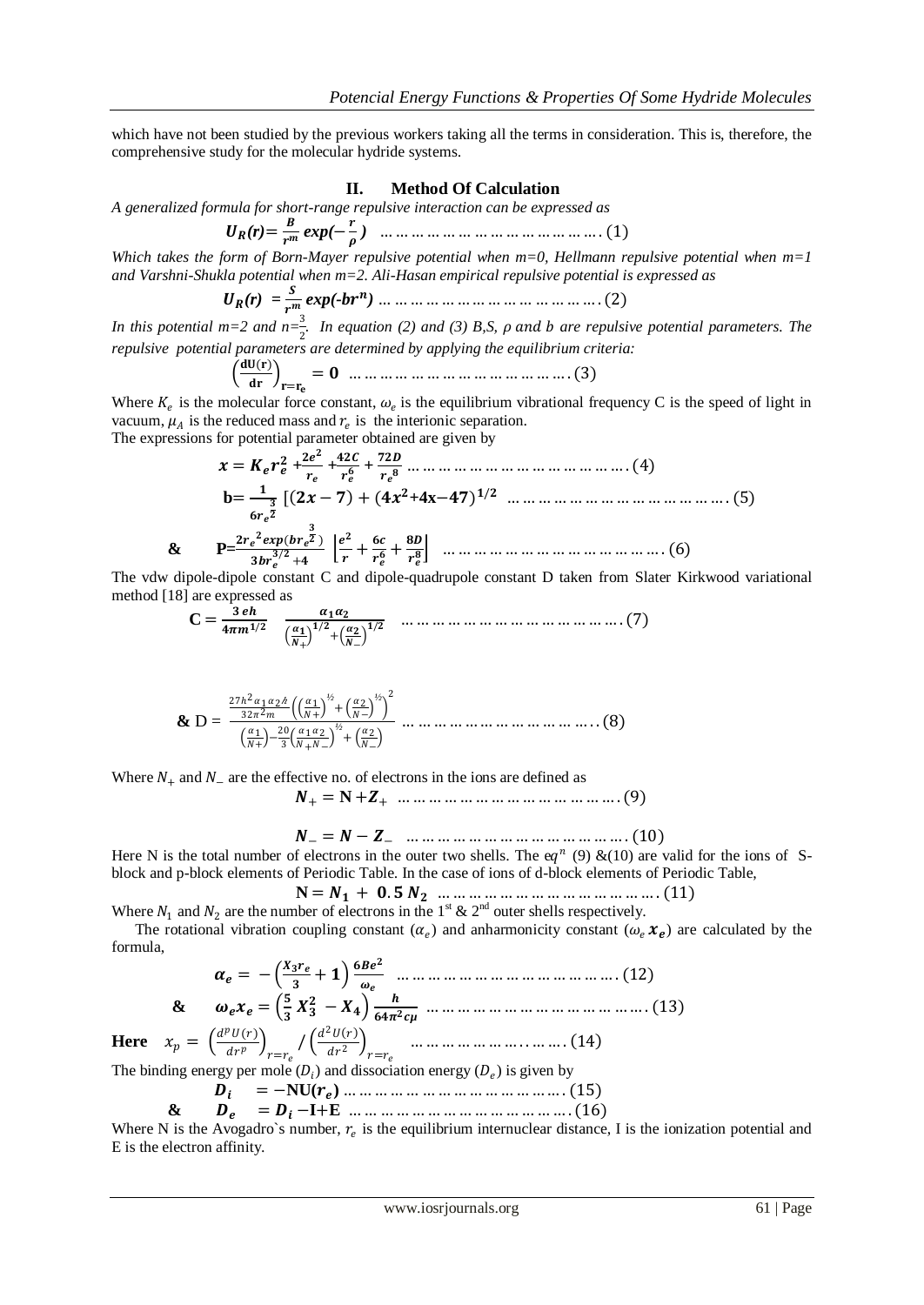which have not been studied by the previous workers taking all the terms in consideration. This is, therefore, the comprehensive study for the molecular hydride systems.

## II. Method Of Calculation

*A generalized formula for short-range repulsive interaction can be expressed as*

$$U_R(r) = \frac{B}{r^m} \exp\left(-\frac{r}{\rho}\right) \quad \ldots\ldots\ldots\ldots\ldots\ldots\ldots\ldots\ldots\ldots\ldots\ldots\ldots\ldots (1)$$

*Which takes the form of Born-Mayer repulsive potential when m=0, Hellmann repulsive potential when m=1 and Varshni-Shukla potential when m=2. Ali-Hasan empirical repulsive potential is expressed as*

$$U_R(r) = \frac{S}{r^m} \exp(-br^n) \quad \ldots\ldots\ldots\ldots\ldots\ldots\ldots\ldots\ldots\ldots\ldots\ldots\ldots\ldots (2)$$

*In this potential m=2 and n=$\frac{3}{2}$. In equation (2) and (3) B,S, $\rho$ and b are repulsive potential parameters. The repulsive potential parameters are determined by applying the equilibrium criteria:*

$$\left(\frac{dU(r)}{dr}\right)_{r=r_e} = 0 \quad \ldots\ldots\ldots\ldots\ldots\ldots\ldots\ldots\ldots\ldots\ldots\ldots\ldots\ldots (3)$$

Where $K_e$ is the molecular force constant, $\omega_e$ is the equilibrium vibrational frequency C is the speed of light in vacuum, $\mu_A$ is the reduced mass and $r_e$ is the interionic separation.

The expressions for potential parameter obtained are given by

$$x = K_e r_e^2 + \frac{2e^2}{r_e} + \frac{42C}{r_e^6} + \frac{72D}{r_e^8} \quad \ldots\ldots\ldots\ldots\ldots\ldots\ldots\ldots\ldots\ldots\ldots\ldots\ldots\ldots (4)$$

$$b = \frac{1}{6r_e^{\frac{3}{2}}}\left[(2x-7) + (4x^2+4x-47)^{1/2}\right. \quad \ldots\ldots\ldots\ldots\ldots\ldots\ldots\ldots\ldots\ldots\ldots\ldots\ldots\ldots (5)$$

$$\& \quad P = \frac{2r_e^2 \exp(br_e^{\frac{3}{2}})}{3br_e^{3/2}+4}\left[\frac{e^2}{r} + \frac{6c}{r_e^6} + \frac{8D}{r_e^8}\right] \quad \ldots\ldots\ldots\ldots\ldots\ldots\ldots\ldots\ldots\ldots\ldots\ldots\ldots\ldots (6)$$

The vdw dipole-dipole constant C and dipole-quadrupole constant D taken from Slater Kirkwood variational method [18] are expressed as

$$C = \frac{3\,e\hbar}{4\pi m^{1/2}} \quad \frac{\alpha_1\alpha_2}{\left(\frac{\alpha_1}{N_+}\right)^{1/2} + \left(\frac{\alpha_2}{N_-}\right)^{1/2}} \quad \ldots\ldots\ldots\ldots\ldots\ldots\ldots\ldots\ldots\ldots\ldots\ldots\ldots\ldots (7)$$

$$\& \ D = \frac{\frac{27h^2\alpha_1\alpha_2\hbar}{32\pi^2 m}\left(\left(\frac{\alpha_1}{N+}\right)^{1/2} + \left(\frac{\alpha_2}{N-}\right)^{1/2}\right)^2}{\left(\frac{\alpha_1}{N+}\right) - \frac{20}{3}\left(\frac{\alpha_1\alpha_2}{N_+N_-}\right)^{1/2} + \left(\frac{\alpha_2}{N_-}\right)} \quad \ldots\ldots\ldots\ldots\ldots\ldots\ldots\ldots\ldots\ldots\ldots\ldots (8)$$

Where $N_+$ and $N_-$ are the effective no. of electrons in the ions are defined as

$$N_+ = N + Z_+ \quad \ldots\ldots\ldots\ldots\ldots\ldots\ldots\ldots\ldots\ldots\ldots\ldots\ldots\ldots (9)$$

$$N_- = N - Z_- \quad \ldots\ldots\ldots\ldots\ldots\ldots\ldots\ldots\ldots\ldots\ldots\ldots\ldots\ldots (10)$$

Here N is the total number of electrons in the outer two shells. The $eq^n$ (9) &(10) are valid for the ions of S-block and p-block elements of Periodic Table. In the case of ions of d-block elements of Periodic Table,

$$N = N_1 + 0.5\,N_2 \quad \ldots\ldots\ldots\ldots\ldots\ldots\ldots\ldots\ldots\ldots\ldots\ldots\ldots\ldots (11)$$

Where $N_1$ and $N_2$ are the number of electrons in the 1st & 2nd outer shells respectively.

The rotational vibration coupling constant ($\alpha_e$) and anharmonicity constant ($\omega_e x_e$) are calculated by the formula,

$$\alpha_e = -\left(\frac{X_3 r_e}{3} + 1\right)\frac{6Be^2}{\omega_e} \quad \ldots\ldots\ldots\ldots\ldots\ldots\ldots\ldots\ldots\ldots\ldots\ldots\ldots\ldots (12)$$

$$\& \quad \omega_e x_e = \left(\frac{5}{3}X_3^2 - X_4\right)\frac{h}{64\pi^2 c\mu} \quad \ldots\ldots\ldots\ldots\ldots\ldots\ldots\ldots\ldots\ldots\ldots\ldots\ldots\ldots (13)$$

**Here** $\quad x_p = \left(\frac{d^p U(r)}{dr^p}\right)_{r=r_e} \Big/ \left(\frac{d^2 U(r)}{dr^2}\right)_{r=r_e} \quad \ldots\ldots\ldots\ldots\ldots\ldots\ldots\ldots (14)$

The binding energy per mole ($D_i$) and dissociation energy ($D_e$) is given by

$$D_i = -NU(r_e) \quad \ldots\ldots\ldots\ldots\ldots\ldots\ldots\ldots\ldots\ldots\ldots\ldots\ldots\ldots (15)$$

$$\& \quad D_e = D_i - I + E \quad \ldots\ldots\ldots\ldots\ldots\ldots\ldots\ldots\ldots\ldots\ldots\ldots\ldots\ldots (16)$$

Where N is the Avogadro`s number, $r_e$ is the equilibrium internuclear distance, I is the ionization potential and E is the electron affinity.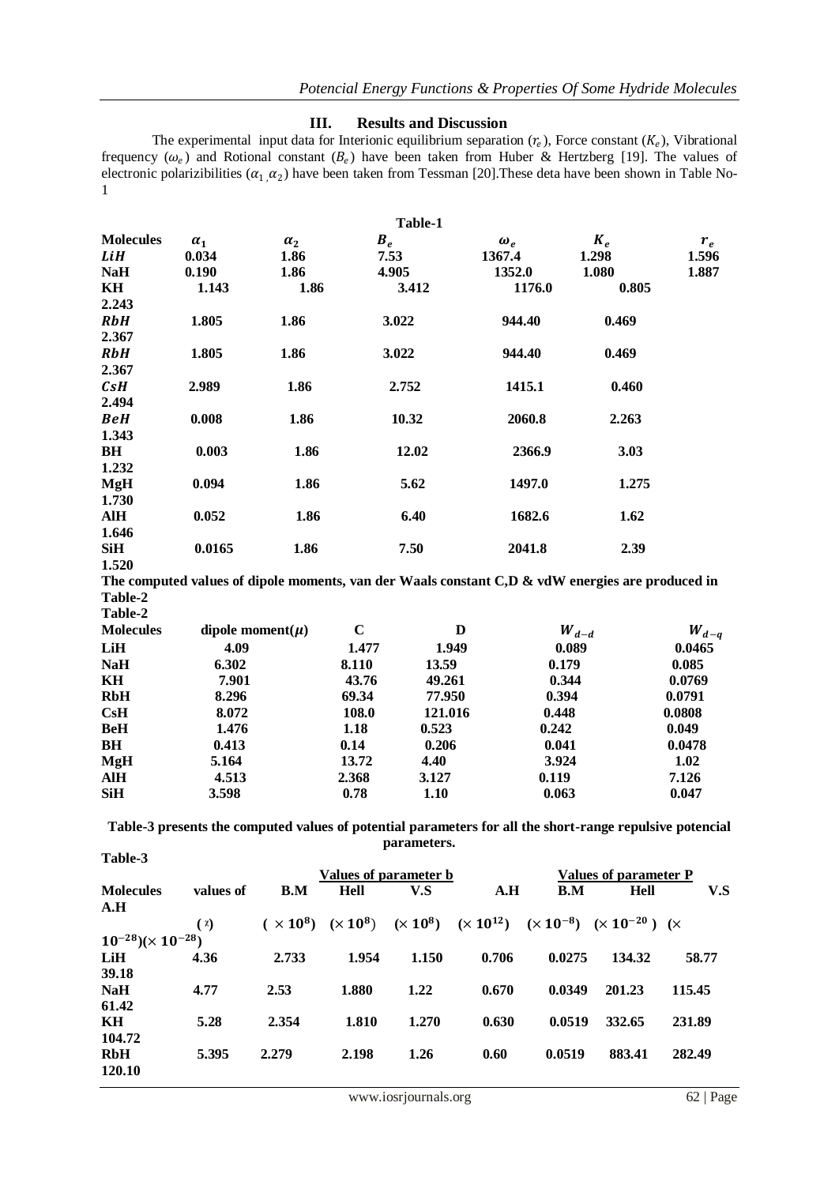## III. Results and Discussion

The experimental input data for Interionic equilibrium separation ($r_e$), Force constant ($K_e$), Vibrational frequency ($\omega_e$) and Rotional constant ($B_e$) have been taken from Huber & Hertzberg [19]. The values of electronic polarizibilities ($\alpha_1, \alpha_2$) have been taken from Tessman [20].These deta have been shown in Table No-1

**Table-1**

| Molecules | $\alpha_1$ | $\alpha_2$ | $B_e$ | $\omega_e$ | $K_e$ | $r_e$ |
|---|---|---|---|---|---|---|
| *LiH* | 0.034 | 1.86 | 7.53 | 1367.4 | 1.298 | 1.596 |
| NaH | 0.190 | 1.86 | 4.905 | 1352.0 | 1.080 | 1.887 |
| KH | 1.143 | 1.86 | 3.412 | 1176.0 | 0.805 | 2.243 |
| *RbH* | 1.805 | 1.86 | 3.022 | 944.40 | 0.469 | 2.367 |
| *RbH* | 1.805 | 1.86 | 3.022 | 944.40 | 0.469 | 2.367 |
| *CsH* | 2.989 | 1.86 | 2.752 | 1415.1 | 0.460 | 2.494 |
| *BeH* | 0.008 | 1.86 | 10.32 | 2060.8 | 2.263 | 1.343 |
| BH | 0.003 | 1.86 | 12.02 | 2366.9 | 3.03 | 1.232 |
| MgH | 0.094 | 1.86 | 5.62 | 1497.0 | 1.275 | 1.730 |
| AlH | 0.052 | 1.86 | 6.40 | 1682.6 | 1.62 | 1.646 |
| SiH | 0.0165 | 1.86 | 7.50 | 2041.8 | 2.39 | 1.520 |

**The computed values of dipole moments, van der Waals constant C,D & vdW energies are produced in Table-2**

**Table-2**

| Molecules | dipole moment($\mu$) | C | D | $W_{d-d}$ | $W_{d-q}$ |
|---|---|---|---|---|---|
| LiH | 4.09 | 1.477 | 1.949 | 0.089 | 0.0465 |
| NaH | 6.302 | 8.110 | 13.59 | 0.179 | 0.085 |
| KH | 7.901 | 43.76 | 49.261 | 0.344 | 0.0769 |
| RbH | 8.296 | 69.34 | 77.950 | 0.394 | 0.0791 |
| CsH | 8.072 | 108.0 | 121.016 | 0.448 | 0.0808 |
| BeH | 1.476 | 1.18 | 0.523 | 0.242 | 0.049 |
| BH | 0.413 | 0.14 | 0.206 | 0.041 | 0.0478 |
| MgH | 5.164 | 13.72 | 4.40 | 3.924 | 1.02 |
| AlH | 4.513 | 2.368 | 3.127 | 0.119 | 7.126 |
| SiH | 3.598 | 0.78 | 1.10 | 0.063 | 0.047 |

**Table-3 presents the computed values of potential parameters for all the short-range repulsive potencial parameters.**

**Table-3**

| Molecules | values of | Values of parameter b | | | | Values of parameter P | | | |
|---|---|---|---|---|---|---|---|---|---|
| | | B.M | Hell | V.S | A.H | B.M | Hell | V.S | A.H |
| | ($\chi$) | ($\times 10^{8}$) | ($\times 10^{8}$) | ($\times 10^{8}$) | ($\times 10^{12}$) | ($\times 10^{-8}$) | ($\times 10^{-20}$) | ($\times 10^{-28}$) | ($\times 10^{-28}$) |
| LiH | 4.36 | 2.733 | 1.954 | 1.150 | 0.706 | 0.0275 | 134.32 | 58.77 | 39.18 |
| NaH | 4.77 | 2.53 | 1.880 | 1.22 | 0.670 | 0.0349 | 201.23 | 115.45 | 61.42 |
| KH | 5.28 | 2.354 | 1.810 | 1.270 | 0.630 | 0.0519 | 332.65 | 231.89 | 104.72 |
| RbH | 5.395 | 2.279 | 2.198 | 1.26 | 0.60 | 0.0519 | 883.41 | 282.49 | 120.10 |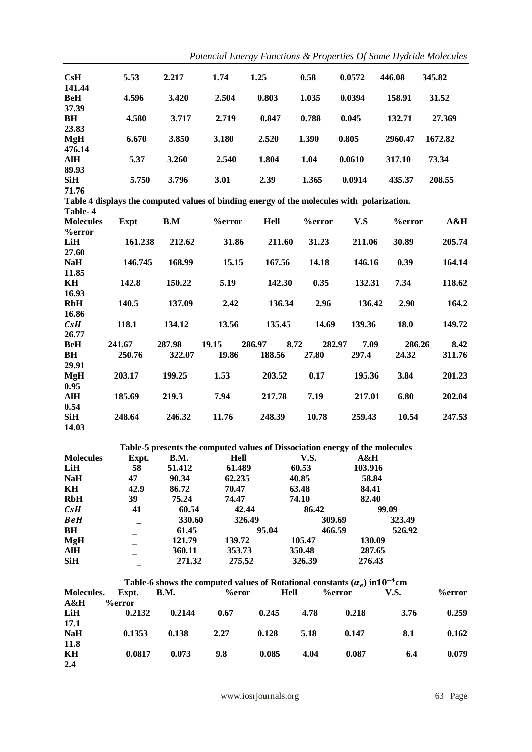| | | | | | | | | |
|---|---|---|---|---|---|---|---|---|
| **CsH** | **5.53** | **2.217** | **1.74** | **1.25** | **0.58** | **0.0572** | **446.08** | **345.82** | **141.44** |
| **BeH** | **4.596** | **3.420** | **2.504** | **0.803** | **1.035** | **0.0394** | **158.91** | **31.52** | **37.39** |
| **BH** | **4.580** | **3.717** | **2.719** | **0.847** | **0.788** | **0.045** | **132.71** | **27.369** | **23.83** |
| **MgH** | **6.670** | **3.850** | **3.180** | **2.520** | **1.390** | **0.805** | **2960.47** | **1672.82** | **476.14** |
| **AlH** | **5.37** | **3.260** | **2.540** | **1.804** | **1.04** | **0.0610** | **317.10** | **73.34** | **89.93** |
| **SiH** | **5.750** | **3.796** | **3.01** | **2.39** | **1.365** | **0.0914** | **435.37** | **208.55** | **71.76** |

**Table 4 displays the computed values of binding energy of the molecules with polarization.**

**Table- 4**

| **Molecules** | **Expt** | **B.M** | **%error** | **Hell** | **%error** | **V.S** | **%error** | **A&H** | **%error** |
|---|---|---|---|---|---|---|---|---|---|
| **LiH** | **161.238** | **212.62** | **31.86** | **211.60** | **31.23** | **211.06** | **30.89** | **205.74** | **27.60** |
| **NaH** | **146.745** | **168.99** | **15.15** | **167.56** | **14.18** | **146.16** | **0.39** | **164.14** | **11.85** |
| **KH** | **142.8** | **150.22** | **5.19** | **142.30** | **0.35** | **132.31** | **7.34** | **118.62** | **16.93** |
| **RbH** | **140.5** | **137.09** | **2.42** | **136.34** | **2.96** | **136.42** | **2.90** | **164.2** | **16.86** |
| ***CsH*** | **118.1** | **134.12** | **13.56** | **135.45** | **14.69** | **139.36** | **18.0** | **149.72** | **26.77** |
| **BeH** | **241.67** | **287.98** | **19.15** | **286.97** | **8.72** | **282.97** | **7.09** | **286.26** | **8.42** |
| **BH** | **250.76** | **322.07** | **19.86** | **188.56** | **27.80** | **297.4** | **24.32** | **311.76** | **29.91** |
| **MgH** | **203.17** | **199.25** | **1.53** | **203.52** | **0.17** | **195.36** | **3.84** | **201.23** | **0.95** |
| **AlH** | **185.69** | **219.3** | **7.94** | **217.78** | **7.19** | **217.01** | **6.80** | **202.04** | **0.54** |
| **SiH** | **248.64** | **246.32** | **11.76** | **248.39** | **10.78** | **259.43** | **10.54** | **247.53** | **14.03** |

**Table-5 presents the computed values of Dissociation energy of the molecules**

| **Molecules** | **Expt.** | **B.M.** | **Hell** | **V.S.** | **A&H** |
|---|---|---|---|---|---|
| **LiH** | **58** | **51.412** | **61.489** | **60.53** | **103.916** |
| **NaH** | **47** | **90.34** | **62.235** | **40.85** | **58.84** |
| **KH** | **42.9** | **86.72** | **70.47** | **63.48** | **84.41** |
| **RbH** | **39** | **75.24** | **74.47** | **74.10** | **82.40** |
| ***CsH*** | **41** | **60.54** | **42.44** | **86.42** | **99.09** |
| ***BeH*** | **_** | **330.60** | **326.49** | **309.69** | **323.49** |
| **BH** | **_** | **61.45** | **95.04** | **466.59** | **526.92** |
| **MgH** | **_** | **121.79** | **139.72** | **105.47** | **130.09** |
| **AlH** | **_** | **360.11** | **353.73** | **350.48** | **287.65** |
| **SiH** | **_** | **271.32** | **275.52** | **326.39** | **276.43** |

**Table-6 shows the computed values of Rotational constants ($\alpha_e$) in$10^{-4}$cm**

| **Molecules.** | **Expt.** | **B.M.** | **%eror** | **Hell** | **%error** | **V.S.** | **%error** | **A&H** | **%error** |
|---|---|---|---|---|---|---|---|---|---|
| **LiH** | **0.2132** | **0.2144** | **0.67** | **0.245** | **4.78** | **0.218** | **3.76** | **0.259** | **17.1** |
| **NaH** | **0.1353** | **0.138** | **2.27** | **0.128** | **5.18** | **0.147** | **8.1** | **0.162** | **11.8** |
| **KH** | **0.0817** | **0.073** | **9.8** | **0.085** | **4.04** | **0.087** | **6.4** | **0.079** | **2.4** |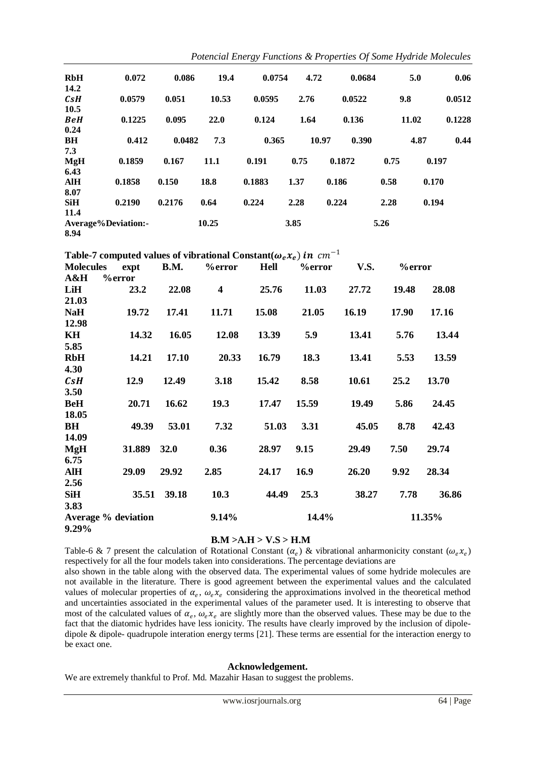| | | | | | | | | | |
|---|---|---|---|---|---|---|---|---|---|
| **RbH** | **0.072** | **0.086** | **19.4** | **0.0754** | **4.72** | **0.0684** | **5.0** | **0.06** | **14.2** |
| ***CsH*** | **0.0579** | **0.051** | **10.53** | **0.0595** | **2.76** | **0.0522** | **9.8** | **0.0512** | **10.5** |
| ***BeH*** | **0.1225** | **0.095** | **22.0** | **0.124** | **1.64** | **0.136** | **11.02** | **0.1228** | **0.24** |
| **BH** | **0.412** | **0.0482** | **7.3** | **0.365** | **10.97** | **0.390** | **4.87** | **0.44** | **7.3** |
| **MgH** | **0.1859** | **0.167** | **11.1** | **0.191** | **0.75** | **0.1872** | **0.75** | **0.197** | **6.43** |
| **AlH** | **0.1858** | **0.150** | **18.8** | **0.1883** | **1.37** | **0.186** | **0.58** | **0.170** | **8.07** |
| **SiH** | **0.2190** | **0.2176** | **0.64** | **0.224** | **2.28** | **0.224** | **2.28** | **0.194** | **11.4** |
| **Average%Deviation:-** | | | **10.25** | | **3.85** | | **5.26** | | **8.94** |

**Table-7 computed values of vibrational Constant($\omega_e x_e$) in $cm^{-1}$**

| Molecules | expt | B.M. | %error | Hell | %error | V.S. | %error | A&H | %error |
|---|---|---|---|---|---|---|---|---|---|
| **LiH** | **23.2** | **22.08** | **4** | **25.76** | **11.03** | **27.72** | **19.48** | **28.08** | **21.03** |
| **NaH** | **19.72** | **17.41** | **11.71** | **15.08** | **21.05** | **16.19** | **17.90** | **17.16** | **12.98** |
| **KH** | **14.32** | **16.05** | **12.08** | **13.39** | **5.9** | **13.41** | **5.76** | **13.44** | **5.85** |
| **RbH** | **14.21** | **17.10** | **20.33** | **16.79** | **18.3** | **13.41** | **5.53** | **13.59** | **4.30** |
| ***CsH*** | **12.9** | **12.49** | **3.18** | **15.42** | **8.58** | **10.61** | **25.2** | **13.70** | **3.50** |
| **BeH** | **20.71** | **16.62** | **19.3** | **17.47** | **15.59** | **19.49** | **5.86** | **24.45** | **18.05** |
| **BH** | **49.39** | **53.01** | **7.32** | **51.03** | **3.31** | **45.05** | **8.78** | **42.43** | **14.09** |
| **MgH** | **31.889** | **32.0** | **0.36** | **28.97** | **9.15** | **29.49** | **7.50** | **29.74** | **6.75** |
| **AlH** | **29.09** | **29.92** | **2.85** | **24.17** | **16.9** | **26.20** | **9.92** | **28.34** | **2.56** |
| **SiH** | **35.51** | **39.18** | **10.3** | **44.49** | **25.3** | **38.27** | **7.78** | **36.86** | **3.83** |
| **Average % deviation** | | | **9.14%** | | **14.4%** | | **11.35%** | | **9.29%** |

**B.M >A.H > V.S > H.M**

Table-6 & 7 present the calculation of Rotational Constant ($\alpha_e$) & vibrational anharmonicity constant ($\omega_e x_e$) respectively for all the four models taken into considerations. The percentage deviations are also shown in the table along with the observed data. The experimental values of some hydride molecules are not available in the literature. There is good agreement between the experimental values and the calculated values of molecular properties of $\alpha_e$, $\omega_e x_e$ considering the approximations involved in the theoretical method and uncertainties associated in the experimental values of the parameter used. It is interesting to observe that most of the calculated values of $\alpha_e$, $\omega_e x_e$ are slightly more than the observed values. These may be due to the fact that the diatomic hydrides have less ionicity. The results have clearly improved by the inclusion of dipole-dipole & dipole- quadrupole interation energy terms [21]. These terms are essential for the interaction energy to be exact one.

### Acknowledgement.

We are extremely thankful to Prof. Md. Mazahir Hasan to suggest the problems.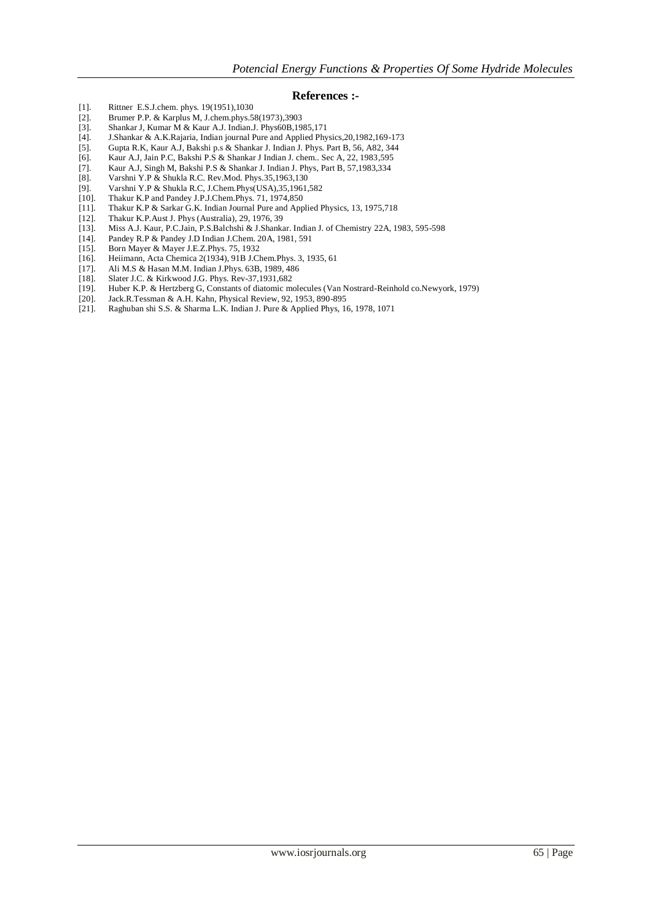## References :-

[1]. Rittner E.S.J.chem. phys. 19(1951),1030

[2]. Brumer P.P. & Karplus M, J.chem.phys.58(1973),3903

[3]. Shankar J, Kumar M & Kaur A.J. Indian.J. Phys60B,1985,171

[4]. J.Shankar & A.K.Rajaria, Indian journal Pure and Applied Physics,20,1982,169-173

[5]. Gupta R.K, Kaur A.J, Bakshi p.s & Shankar J. Indian J. Phys. Part B, 56, A82, 344

[6]. Kaur A.J, Jain P.C, Bakshi P.S & Shankar J Indian J. chem.. Sec A, 22, 1983,595

[7]. Kaur A.J, Singh M, Bakshi P.S & Shankar J. Indian J. Phys, Part B, 57,1983,334

[8]. Varshni Y.P & Shukla R.C. Rev.Mod. Phys.35,1963,130

[9]. Varshni Y.P & Shukla R.C, J.Chem.Phys(USA),35,1961,582

[10]. Thakur K.P and Pandey J.P.J.Chem.Phys. 71, 1974,850

[11]. Thakur K.P & Sarkar G.K. Indian Journal Pure and Applied Physics, 13, 1975,718

[12]. Thakur K.P.Aust J. Phys (Australia), 29, 1976, 39

[13]. Miss A.J. Kaur, P.C.Jain, P.S.Balchshi & J.Shankar. Indian J. of Chemistry 22A, 1983, 595-598

[14]. Pandey R.P & Pandey J.D Indian J.Chem. 20A, 1981, 591

[15]. Born Mayer & Mayer J.E.Z.Phys. 75, 1932

[16]. Heiimann, Acta Chemica 2(1934), 91B J.Chem.Phys. 3, 1935, 61

[17]. Ali M.S & Hasan M.M. Indian J.Phys. 63B, 1989, 486

[18]. Slater J.C. & Kirkwood J.G. Phys. Rev-37,1931,682

[19]. Huber K.P. & Hertzberg G, Constants of diatomic molecules (Van Nostrard-Reinhold co.Newyork, 1979)

[20]. Jack.R.Tessman & A.H. Kahn, Physical Review, 92, 1953, 890-895

[21]. Raghuban shi S.S. & Sharma L.K. Indian J. Pure & Applied Phys, 16, 1978, 1071